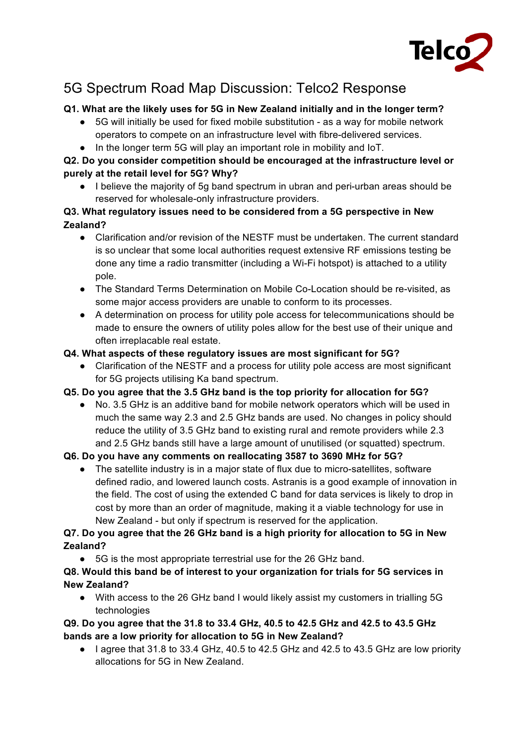Telco2

# 5G Spectrum Road Map Discussion: Telco2 Response

**Q1. What are the likely uses for 5G in New Zealand initially and in the longer term?**

- 5G will initially be used for fixed mobile substitution - as a way for mobile network operators to compete on an infrastructure level with fibre-delivered services.
- In the longer term 5G will play an important role in mobility and IoT.

**Q2. Do you consider competition should be encouraged at the infrastructure level or purely at the retail level for 5G? Why?**

- I believe the majority of 5g band spectrum in ubran and peri-urban areas should be reserved for wholesale-only infrastructure providers.

**Q3. What regulatory issues need to be considered from a 5G perspective in New Zealand?**

- Clarification and/or revision of the NESTF must be undertaken. The current standard is so unclear that some local authorities request extensive RF emissions testing be done any time a radio transmitter (including a Wi-Fi hotspot) is attached to a utility pole.
- The Standard Terms Determination on Mobile Co-Location should be re-visited, as some major access providers are unable to conform to its processes.
- A determination on process for utility pole access for telecommunications should be made to ensure the owners of utility poles allow for the best use of their unique and often irreplacable real estate.

**Q4. What aspects of these regulatory issues are most significant for 5G?**

- Clarification of the NESTF and a process for utility pole access are most significant for 5G projects utilising Ka band spectrum.

**Q5. Do you agree that the 3.5 GHz band is the top priority for allocation for 5G?**

- No. 3.5 GHz is an additive band for mobile network operators which will be used in much the same way 2.3 and 2.5 GHz bands are used. No changes in policy should reduce the utility of 3.5 GHz band to existing rural and remote providers while 2.3 and 2.5 GHz bands still have a large amount of unutilised (or squatted) spectrum.

**Q6. Do you have any comments on reallocating 3587 to 3690 MHz for 5G?**

- The satellite industry is in a major state of flux due to micro-satellites, software defined radio, and lowered launch costs. Astranis is a good example of innovation in the field. The cost of using the extended C band for data services is likely to drop in cost by more than an order of magnitude, making it a viable technology for use in New Zealand - but only if spectrum is reserved for the application.

**Q7. Do you agree that the 26 GHz band is a high priority for allocation to 5G in New Zealand?**

- 5G is the most appropriate terrestrial use for the 26 GHz band.

**Q8. Would this band be of interest to your organization for trials for 5G services in New Zealand?**

- With access to the 26 GHz band I would likely assist my customers in trialling 5G technologies

**Q9. Do you agree that the 31.8 to 33.4 GHz, 40.5 to 42.5 GHz and 42.5 to 43.5 GHz bands are a low priority for allocation to 5G in New Zealand?**

- I agree that 31.8 to 33.4 GHz, 40.5 to 42.5 GHz and 42.5 to 43.5 GHz are low priority allocations for 5G in New Zealand.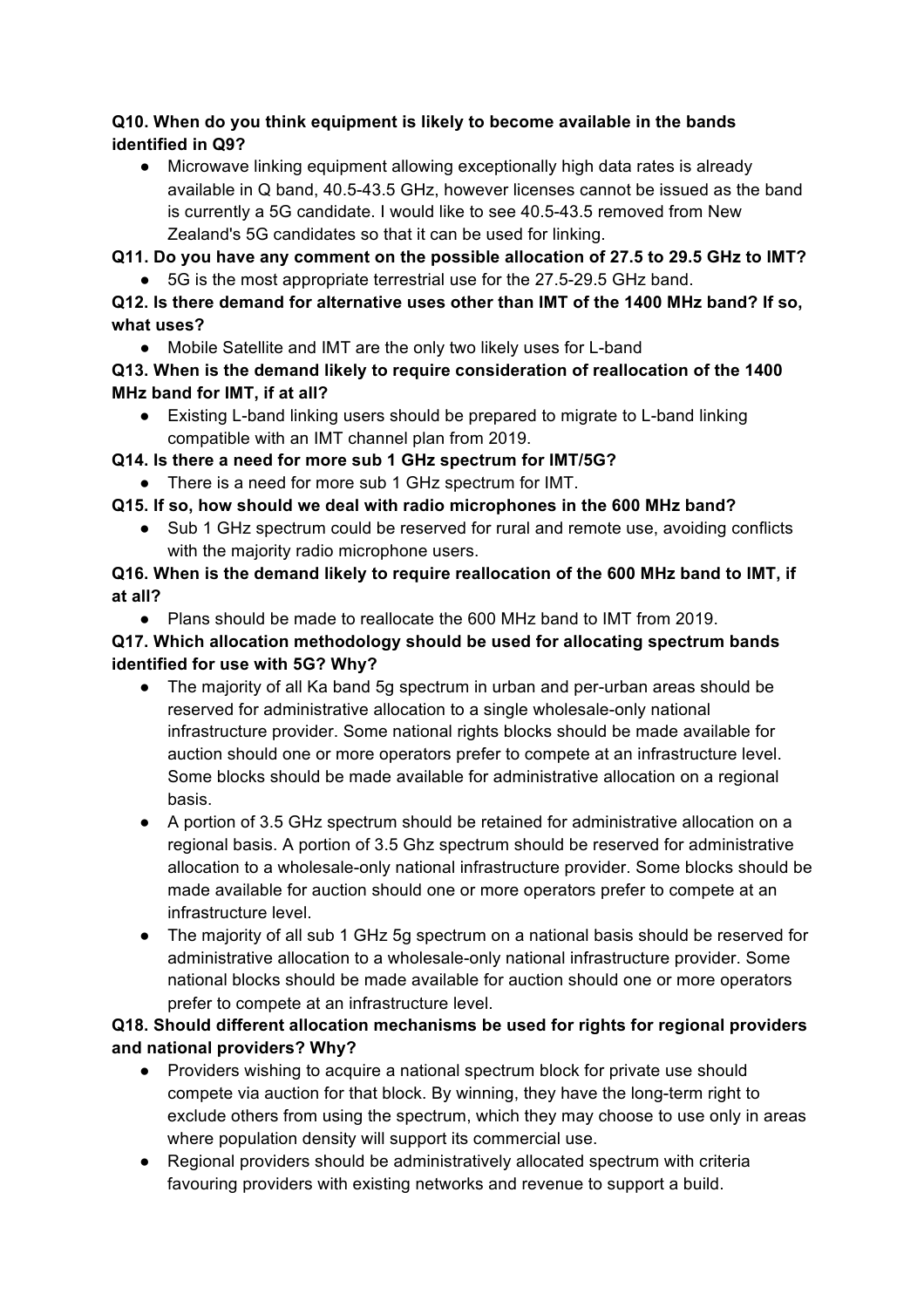**Q10. When do you think equipment is likely to become available in the bands identified in Q9?**

- Microwave linking equipment allowing exceptionally high data rates is already available in Q band, 40.5-43.5 GHz, however licenses cannot be issued as the band is currently a 5G candidate. I would like to see 40.5-43.5 removed from New Zealand's 5G candidates so that it can be used for linking.

**Q11. Do you have any comment on the possible allocation of 27.5 to 29.5 GHz to IMT?**

- 5G is the most appropriate terrestrial use for the 27.5-29.5 GHz band.

**Q12. Is there demand for alternative uses other than IMT of the 1400 MHz band? If so, what uses?**

- Mobile Satellite and IMT are the only two likely uses for L-band

**Q13. When is the demand likely to require consideration of reallocation of the 1400 MHz band for IMT, if at all?**

- Existing L-band linking users should be prepared to migrate to L-band linking compatible with an IMT channel plan from 2019.

**Q14. Is there a need for more sub 1 GHz spectrum for IMT/5G?**

- There is a need for more sub 1 GHz spectrum for IMT.

**Q15. If so, how should we deal with radio microphones in the 600 MHz band?**

- Sub 1 GHz spectrum could be reserved for rural and remote use, avoiding conflicts with the majority radio microphone users.

**Q16. When is the demand likely to require reallocation of the 600 MHz band to IMT, if at all?**

- Plans should be made to reallocate the 600 MHz band to IMT from 2019.

**Q17. Which allocation methodology should be used for allocating spectrum bands identified for use with 5G? Why?**

- The majority of all Ka band 5g spectrum in urban and per-urban areas should be reserved for administrative allocation to a single wholesale-only national infrastructure provider. Some national rights blocks should be made available for auction should one or more operators prefer to compete at an infrastructure level. Some blocks should be made available for administrative allocation on a regional basis.
- A portion of 3.5 GHz spectrum should be retained for administrative allocation on a regional basis. A portion of 3.5 Ghz spectrum should be reserved for administrative allocation to a wholesale-only national infrastructure provider. Some blocks should be made available for auction should one or more operators prefer to compete at an infrastructure level.
- The majority of all sub 1 GHz 5g spectrum on a national basis should be reserved for administrative allocation to a wholesale-only national infrastructure provider. Some national blocks should be made available for auction should one or more operators prefer to compete at an infrastructure level.

**Q18. Should different allocation mechanisms be used for rights for regional providers and national providers? Why?**

- Providers wishing to acquire a national spectrum block for private use should compete via auction for that block. By winning, they have the long-term right to exclude others from using the spectrum, which they may choose to use only in areas where population density will support its commercial use.
- Regional providers should be administratively allocated spectrum with criteria favouring providers with existing networks and revenue to support a build.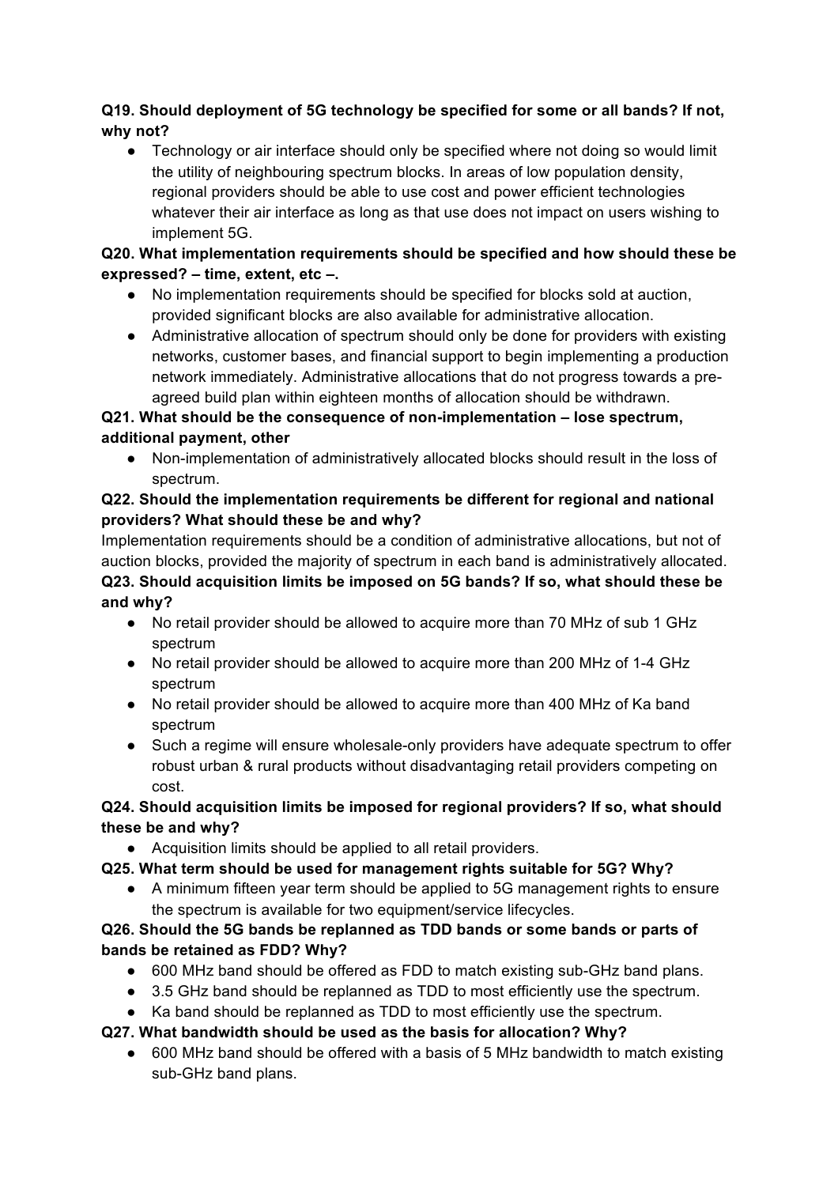**Q19. Should deployment of 5G technology be specified for some or all bands? If not, why not?**

- Technology or air interface should only be specified where not doing so would limit the utility of neighbouring spectrum blocks. In areas of low population density, regional providers should be able to use cost and power efficient technologies whatever their air interface as long as that use does not impact on users wishing to implement 5G.

**Q20. What implementation requirements should be specified and how should these be expressed? – time, extent, etc –.**

- No implementation requirements should be specified for blocks sold at auction, provided significant blocks are also available for administrative allocation.
- Administrative allocation of spectrum should only be done for providers with existing networks, customer bases, and financial support to begin implementing a production network immediately. Administrative allocations that do not progress towards a pre-agreed build plan within eighteen months of allocation should be withdrawn.

**Q21. What should be the consequence of non-implementation – lose spectrum, additional payment, other**

- Non-implementation of administratively allocated blocks should result in the loss of spectrum.

**Q22. Should the implementation requirements be different for regional and national providers? What should these be and why?**

Implementation requirements should be a condition of administrative allocations, but not of auction blocks, provided the majority of spectrum in each band is administratively allocated.

**Q23. Should acquisition limits be imposed on 5G bands? If so, what should these be and why?**

- No retail provider should be allowed to acquire more than 70 MHz of sub 1 GHz spectrum
- No retail provider should be allowed to acquire more than 200 MHz of 1-4 GHz spectrum
- No retail provider should be allowed to acquire more than 400 MHz of Ka band spectrum
- Such a regime will ensure wholesale-only providers have adequate spectrum to offer robust urban & rural products without disadvantaging retail providers competing on cost.

**Q24. Should acquisition limits be imposed for regional providers? If so, what should these be and why?**

- Acquisition limits should be applied to all retail providers.

**Q25. What term should be used for management rights suitable for 5G? Why?**

- A minimum fifteen year term should be applied to 5G management rights to ensure the spectrum is available for two equipment/service lifecycles.

**Q26. Should the 5G bands be replanned as TDD bands or some bands or parts of bands be retained as FDD? Why?**

- 600 MHz band should be offered as FDD to match existing sub-GHz band plans.
- 3.5 GHz band should be replanned as TDD to most efficiently use the spectrum.
- Ka band should be replanned as TDD to most efficiently use the spectrum.

**Q27. What bandwidth should be used as the basis for allocation? Why?**

- 600 MHz band should be offered with a basis of 5 MHz bandwidth to match existing sub-GHz band plans.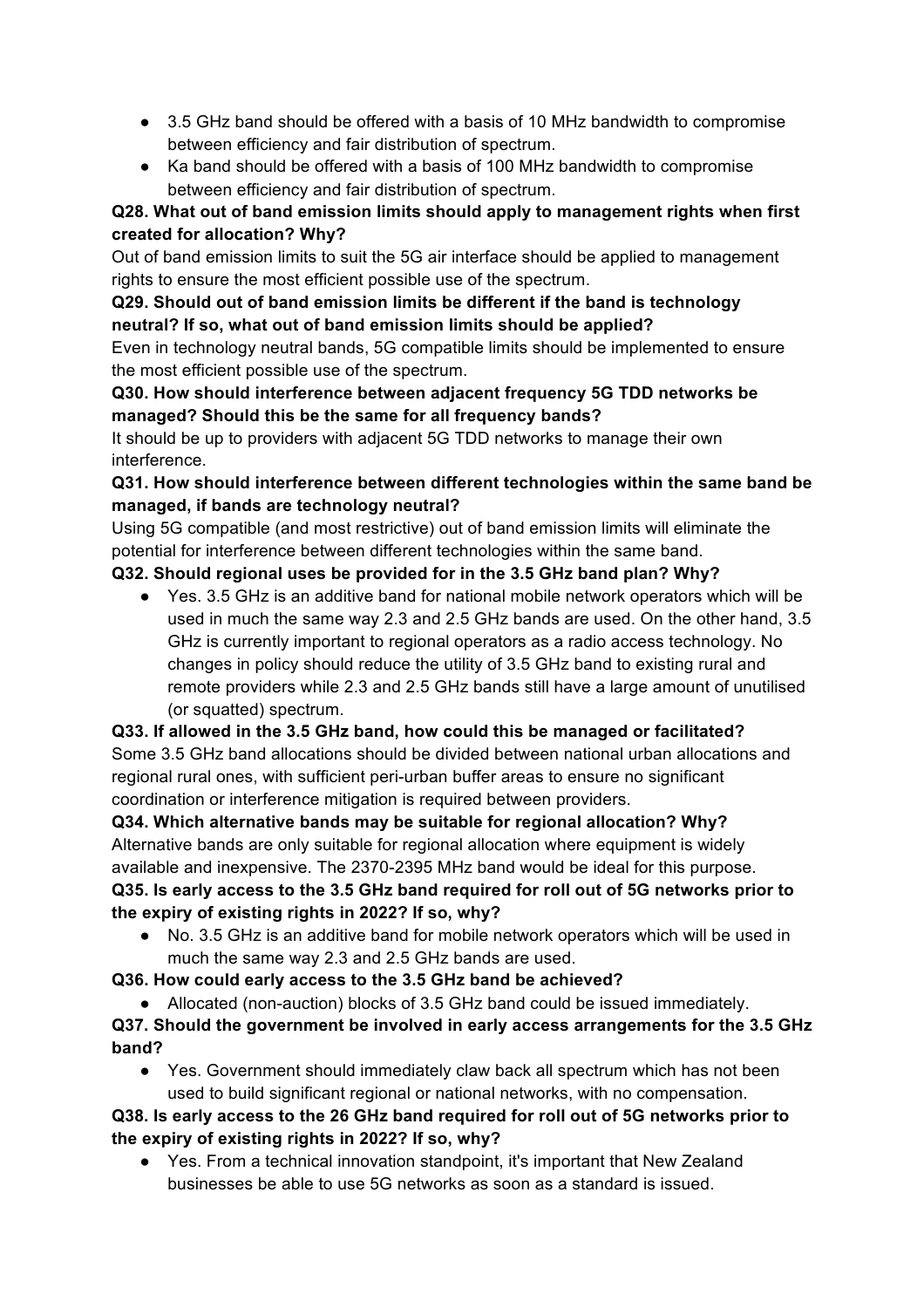- 3.5 GHz band should be offered with a basis of 10 MHz bandwidth to compromise between efficiency and fair distribution of spectrum.
- Ka band should be offered with a basis of 100 MHz bandwidth to compromise between efficiency and fair distribution of spectrum.

**Q28. What out of band emission limits should apply to management rights when first created for allocation? Why?**

Out of band emission limits to suit the 5G air interface should be applied to management rights to ensure the most efficient possible use of the spectrum.

**Q29. Should out of band emission limits be different if the band is technology neutral? If so, what out of band emission limits should be applied?**

Even in technology neutral bands, 5G compatible limits should be implemented to ensure the most efficient possible use of the spectrum.

**Q30. How should interference between adjacent frequency 5G TDD networks be managed? Should this be the same for all frequency bands?**

It should be up to providers with adjacent 5G TDD networks to manage their own interference.

**Q31. How should interference between different technologies within the same band be managed, if bands are technology neutral?**

Using 5G compatible (and most restrictive) out of band emission limits will eliminate the potential for interference between different technologies within the same band.

**Q32. Should regional uses be provided for in the 3.5 GHz band plan? Why?**

- Yes. 3.5 GHz is an additive band for national mobile network operators which will be used in much the same way 2.3 and 2.5 GHz bands are used. On the other hand, 3.5 GHz is currently important to regional operators as a radio access technology. No changes in policy should reduce the utility of 3.5 GHz band to existing rural and remote providers while 2.3 and 2.5 GHz bands still have a large amount of unutilised (or squatted) spectrum.

**Q33. If allowed in the 3.5 GHz band, how could this be managed or facilitated?**

Some 3.5 GHz band allocations should be divided between national urban allocations and regional rural ones, with sufficient peri-urban buffer areas to ensure no significant coordination or interference mitigation is required between providers.

**Q34. Which alternative bands may be suitable for regional allocation? Why?**

Alternative bands are only suitable for regional allocation where equipment is widely available and inexpensive. The 2370-2395 MHz band would be ideal for this purpose.

**Q35. Is early access to the 3.5 GHz band required for roll out of 5G networks prior to the expiry of existing rights in 2022? If so, why?**

- No. 3.5 GHz is an additive band for mobile network operators which will be used in much the same way 2.3 and 2.5 GHz bands are used.

**Q36. How could early access to the 3.5 GHz band be achieved?**

- Allocated (non-auction) blocks of 3.5 GHz band could be issued immediately.

**Q37. Should the government be involved in early access arrangements for the 3.5 GHz band?**

- Yes. Government should immediately claw back all spectrum which has not been used to build significant regional or national networks, with no compensation.

**Q38. Is early access to the 26 GHz band required for roll out of 5G networks prior to the expiry of existing rights in 2022? If so, why?**

- Yes. From a technical innovation standpoint, it's important that New Zealand businesses be able to use 5G networks as soon as a standard is issued.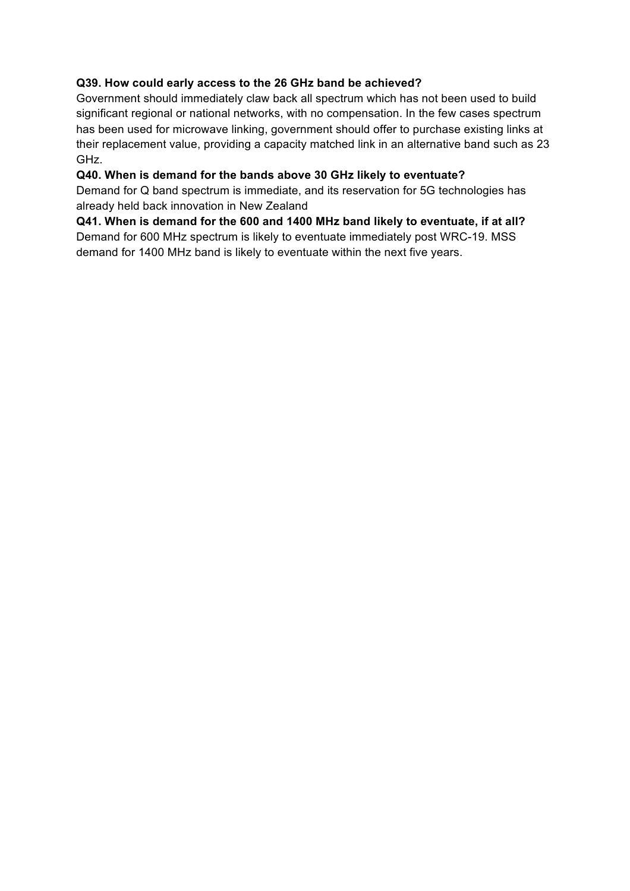**Q39. How could early access to the 26 GHz band be achieved?**

Government should immediately claw back all spectrum which has not been used to build significant regional or national networks, with no compensation. In the few cases spectrum has been used for microwave linking, government should offer to purchase existing links at their replacement value, providing a capacity matched link in an alternative band such as 23 GHz.

**Q40. When is demand for the bands above 30 GHz likely to eventuate?**

Demand for Q band spectrum is immediate, and its reservation for 5G technologies has already held back innovation in New Zealand

**Q41. When is demand for the 600 and 1400 MHz band likely to eventuate, if at all?**

Demand for 600 MHz spectrum is likely to eventuate immediately post WRC-19. MSS demand for 1400 MHz band is likely to eventuate within the next five years.